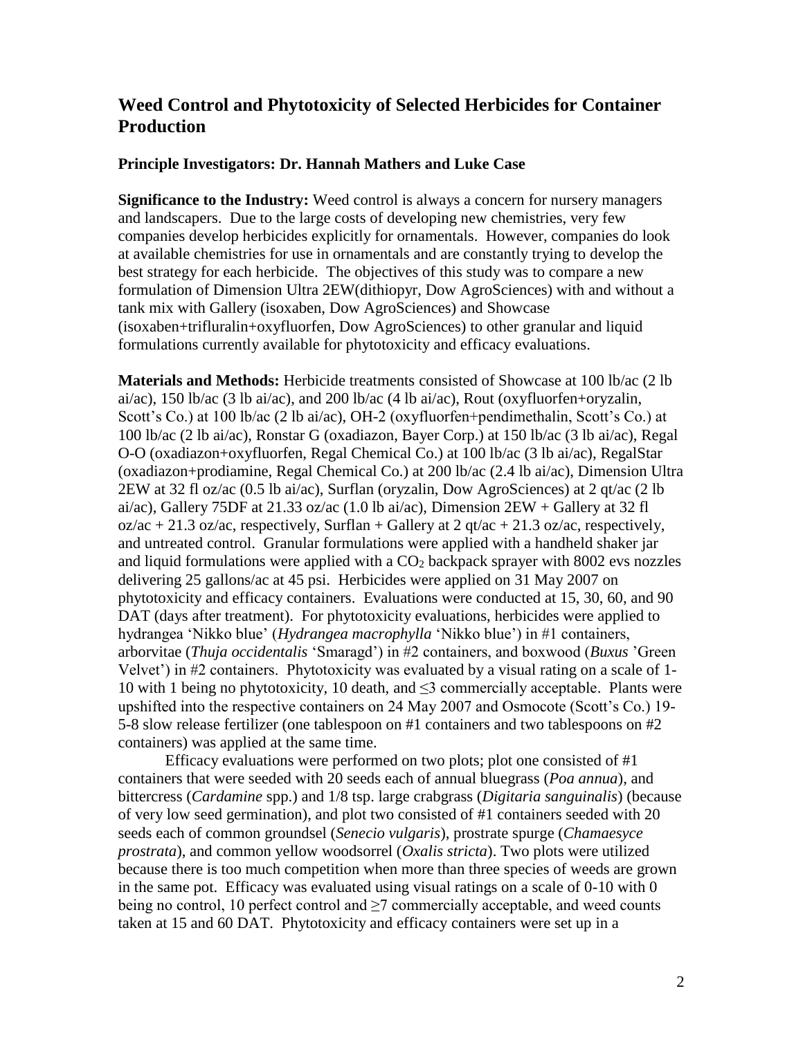## Weed Control and Phytotoxicity of Selected Herbicides for Container Production

**Principle Investigators: Dr. Hannah Mathers and Luke Case**

**Significance to the Industry:** Weed control is always a concern for nursery managers and landscapers. Due to the large costs of developing new chemistries, very few companies develop herbicides explicitly for ornamentals. However, companies do look at available chemistries for use in ornamentals and are constantly trying to develop the best strategy for each herbicide. The objectives of this study was to compare a new formulation of Dimension Ultra 2EW(dithiopyr, Dow AgroSciences) with and without a tank mix with Gallery (isoxaben, Dow AgroSciences) and Showcase (isoxaben+trifluralin+oxyfluorfen, Dow AgroSciences) to other granular and liquid formulations currently available for phytotoxicity and efficacy evaluations.

**Materials and Methods:** Herbicide treatments consisted of Showcase at 100 lb/ac (2 lb ai/ac), 150 lb/ac (3 lb ai/ac), and 200 lb/ac (4 lb ai/ac), Rout (oxyfluorfen+oryzalin, Scott's Co.) at 100 lb/ac (2 lb ai/ac), OH-2 (oxyfluorfen+pendimethalin, Scott's Co.) at 100 lb/ac (2 lb ai/ac), Ronstar G (oxadiazon, Bayer Corp.) at 150 lb/ac (3 lb ai/ac), Regal O-O (oxadiazon+oxyfluorfen, Regal Chemical Co.) at 100 lb/ac (3 lb ai/ac), RegalStar (oxadiazon+prodiamine, Regal Chemical Co.) at 200 lb/ac (2.4 lb ai/ac), Dimension Ultra 2EW at 32 fl oz/ac (0.5 lb ai/ac), Surflan (oryzalin, Dow AgroSciences) at 2 qt/ac (2 lb ai/ac), Gallery 75DF at 21.33 oz/ac (1.0 lb ai/ac), Dimension 2EW + Gallery at 32 fl oz/ac + 21.3 oz/ac, respectively, Surflan + Gallery at 2 qt/ac + 21.3 oz/ac, respectively, and untreated control. Granular formulations were applied with a handheld shaker jar and liquid formulations were applied with a $CO_2$ backpack sprayer with 8002 evs nozzles delivering 25 gallons/ac at 45 psi. Herbicides were applied on 31 May 2007 on phytotoxicity and efficacy containers. Evaluations were conducted at 15, 30, 60, and 90 DAT (days after treatment). For phytotoxicity evaluations, herbicides were applied to hydrangea 'Nikko blue' (*Hydrangea macrophylla* 'Nikko blue') in #1 containers, arborvitae (*Thuja occidentalis* 'Smaragd') in #2 containers, and boxwood (*Buxus* 'Green Velvet') in #2 containers. Phytotoxicity was evaluated by a visual rating on a scale of 1-10 with 1 being no phytotoxicity, 10 death, and $\leq 3$ commercially acceptable. Plants were upshifted into the respective containers on 24 May 2007 and Osmocote (Scott's Co.) 19-5-8 slow release fertilizer (one tablespoon on #1 containers and two tablespoons on #2 containers) was applied at the same time.

Efficacy evaluations were performed on two plots; plot one consisted of #1 containers that were seeded with 20 seeds each of annual bluegrass (*Poa annua*), and bittercress (*Cardamine* spp.) and 1/8 tsp. large crabgrass (*Digitaria sanguinalis*) (because of very low seed germination), and plot two consisted of #1 containers seeded with 20 seeds each of common groundsel (*Senecio vulgaris*), prostrate spurge (*Chamaesyce prostrata*), and common yellow woodsorrel (*Oxalis stricta*). Two plots were utilized because there is too much competition when more than three species of weeds are grown in the same pot. Efficacy was evaluated using visual ratings on a scale of 0-10 with 0 being no control, 10 perfect control and $\geq 7$ commercially acceptable, and weed counts taken at 15 and 60 DAT. Phytotoxicity and efficacy containers were set up in a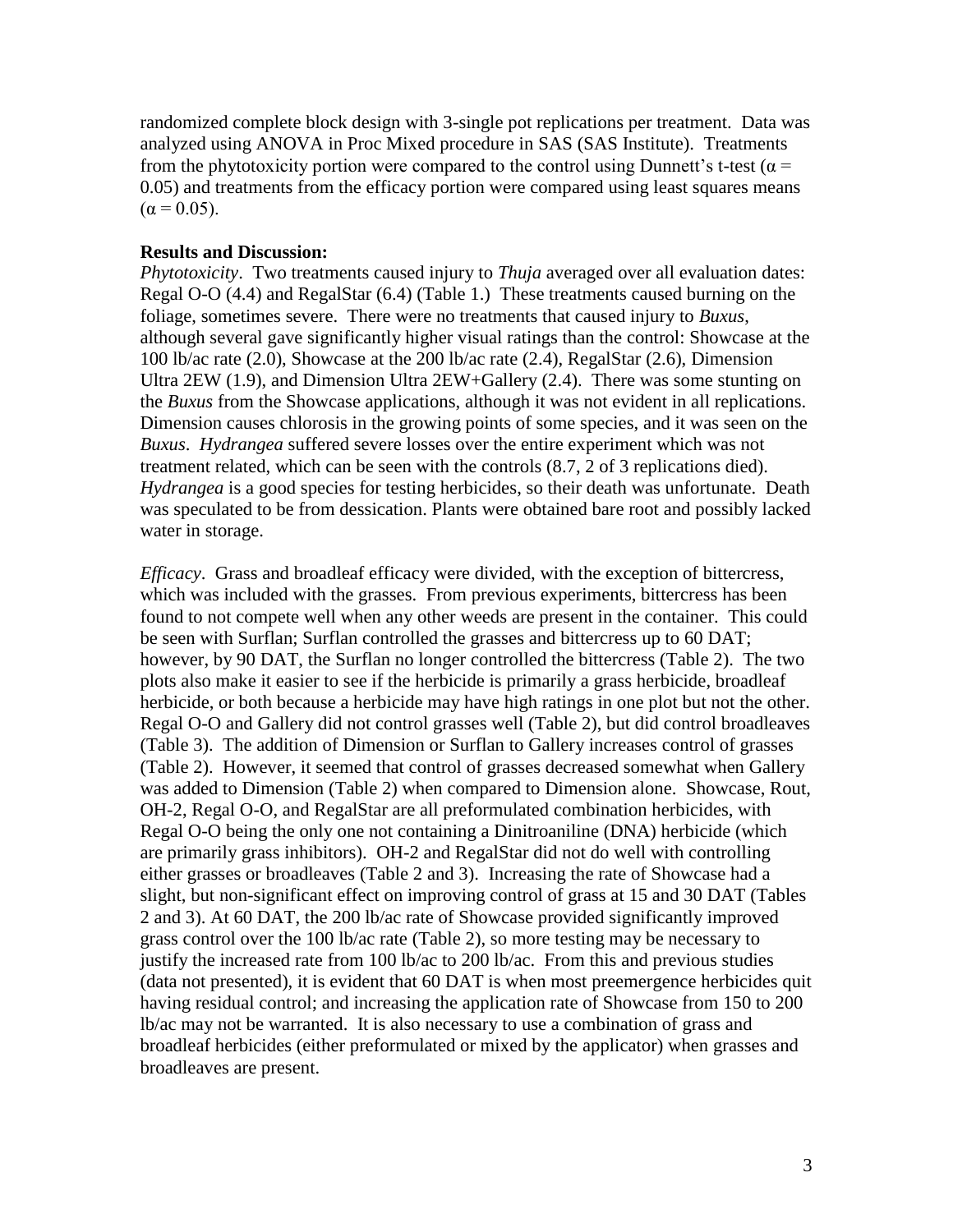randomized complete block design with 3-single pot replications per treatment. Data was analyzed using ANOVA in Proc Mixed procedure in SAS (SAS Institute). Treatments from the phytotoxicity portion were compared to the control using Dunnett's t-test ($\alpha = 0.05$) and treatments from the efficacy portion were compared using least squares means ($\alpha = 0.05$).

**Results and Discussion:**

*Phytotoxicity*. Two treatments caused injury to *Thuja* averaged over all evaluation dates: Regal O-O (4.4) and RegalStar (6.4) (Table 1.) These treatments caused burning on the foliage, sometimes severe. There were no treatments that caused injury to *Buxus*, although several gave significantly higher visual ratings than the control: Showcase at the 100 lb/ac rate (2.0), Showcase at the 200 lb/ac rate (2.4), RegalStar (2.6), Dimension Ultra 2EW (1.9), and Dimension Ultra 2EW+Gallery (2.4). There was some stunting on the *Buxus* from the Showcase applications, although it was not evident in all replications. Dimension causes chlorosis in the growing points of some species, and it was seen on the *Buxus*. *Hydrangea* suffered severe losses over the entire experiment which was not treatment related, which can be seen with the controls (8.7, 2 of 3 replications died). *Hydrangea* is a good species for testing herbicides, so their death was unfortunate. Death was speculated to be from dessication. Plants were obtained bare root and possibly lacked water in storage.

*Efficacy*. Grass and broadleaf efficacy were divided, with the exception of bittercress, which was included with the grasses. From previous experiments, bittercress has been found to not compete well when any other weeds are present in the container. This could be seen with Surflan; Surflan controlled the grasses and bittercress up to 60 DAT; however, by 90 DAT, the Surflan no longer controlled the bittercress (Table 2). The two plots also make it easier to see if the herbicide is primarily a grass herbicide, broadleaf herbicide, or both because a herbicide may have high ratings in one plot but not the other. Regal O-O and Gallery did not control grasses well (Table 2), but did control broadleaves (Table 3). The addition of Dimension or Surflan to Gallery increases control of grasses (Table 2). However, it seemed that control of grasses decreased somewhat when Gallery was added to Dimension (Table 2) when compared to Dimension alone. Showcase, Rout, OH-2, Regal O-O, and RegalStar are all preformulated combination herbicides, with Regal O-O being the only one not containing a Dinitroaniline (DNA) herbicide (which are primarily grass inhibitors). OH-2 and RegalStar did not do well with controlling either grasses or broadleaves (Table 2 and 3). Increasing the rate of Showcase had a slight, but non-significant effect on improving control of grass at 15 and 30 DAT (Tables 2 and 3). At 60 DAT, the 200 lb/ac rate of Showcase provided significantly improved grass control over the 100 lb/ac rate (Table 2), so more testing may be necessary to justify the increased rate from 100 lb/ac to 200 lb/ac. From this and previous studies (data not presented), it is evident that 60 DAT is when most preemergence herbicides quit having residual control; and increasing the application rate of Showcase from 150 to 200 lb/ac may not be warranted. It is also necessary to use a combination of grass and broadleaf herbicides (either preformulated or mixed by the applicator) when grasses and broadleaves are present.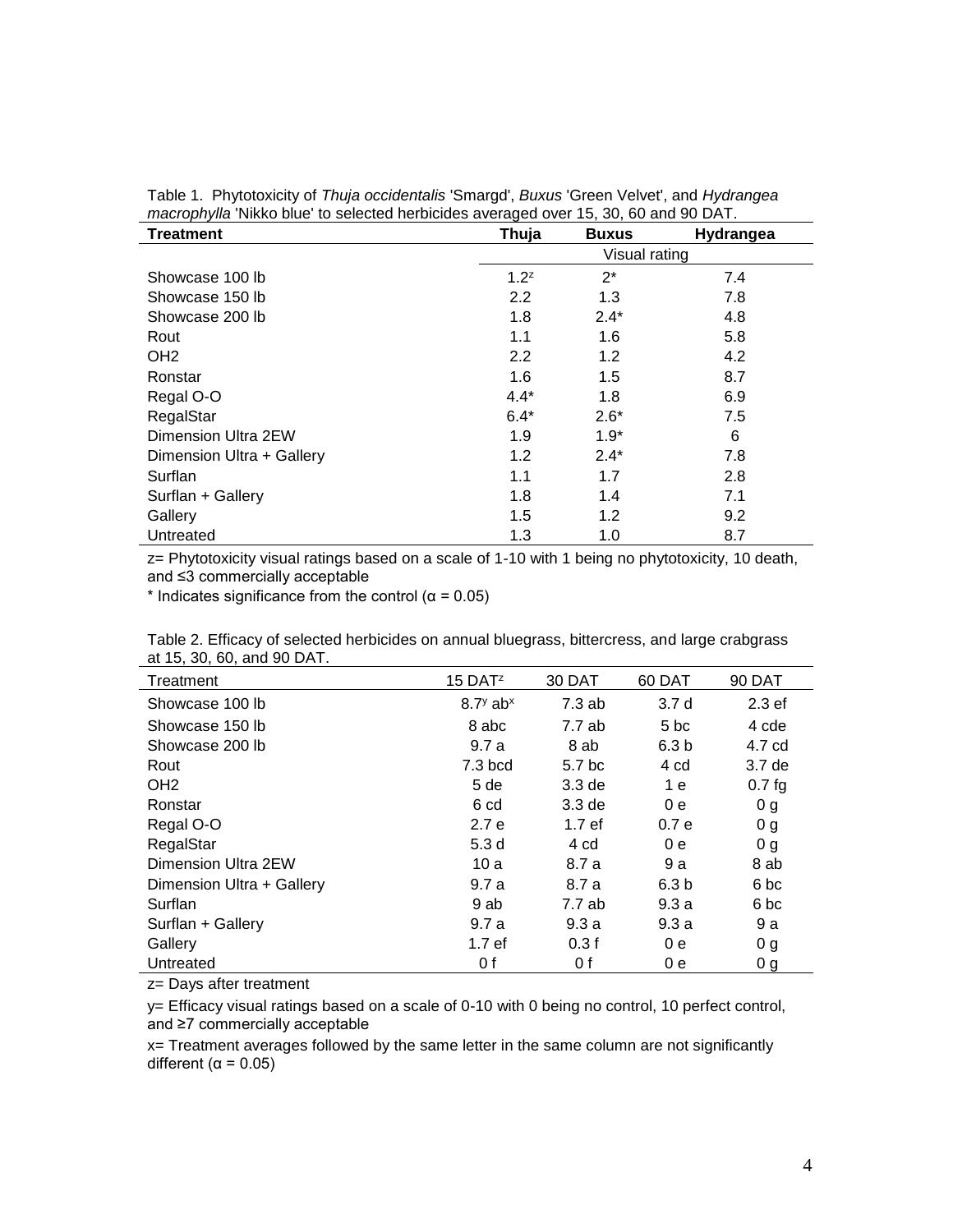Table 1. Phytotoxicity of *Thuja occidentalis* 'Smargd', *Buxus* 'Green Velvet', and *Hydrangea macrophylla* 'Nikko blue' to selected herbicides averaged over 15, 30, 60 and 90 DAT.

| Treatment | Thuja | Buxus | Hydrangea |
|---|---|---|---|
| | Visual rating | | |
| Showcase 100 lb | 1.2[z] | 2* | 7.4 |
| Showcase 150 lb | 2.2 | 1.3 | 7.8 |
| Showcase 200 lb | 1.8 | 2.4* | 4.8 |
| Rout | 1.1 | 1.6 | 5.8 |
| OH2 | 2.2 | 1.2 | 4.2 |
| Ronstar | 1.6 | 1.5 | 8.7 |
| Regal O-O | 4.4* | 1.8 | 6.9 |
| RegalStar | 6.4* | 2.6* | 7.5 |
| Dimension Ultra 2EW | 1.9 | 1.9* | 6 |
| Dimension Ultra + Gallery | 1.2 | 2.4* | 7.8 |
| Surflan | 1.1 | 1.7 | 2.8 |
| Surflan + Gallery | 1.8 | 1.4 | 7.1 |
| Gallery | 1.5 | 1.2 | 9.2 |
| Untreated | 1.3 | 1.0 | 8.7 |

z= Phytotoxicity visual ratings based on a scale of 1-10 with 1 being no phytotoxicity, 10 death, and ≤3 commercially acceptable

* Indicates significance from the control (α = 0.05)

Table 2. Efficacy of selected herbicides on annual bluegrass, bittercress, and large crabgrass at 15, 30, 60, and 90 DAT.

| Treatment | 15 DAT[z] | 30 DAT | 60 DAT | 90 DAT |
|---|---|---|---|---|
| Showcase 100 lb | 8.7[y] ab[x] | 7.3 ab | 3.7 d | 2.3 ef |
| Showcase 150 lb | 8 abc | 7.7 ab | 5 bc | 4 cde |
| Showcase 200 lb | 9.7 a | 8 ab | 6.3 b | 4.7 cd |
| Rout | 7.3 bcd | 5.7 bc | 4 cd | 3.7 de |
| OH2 | 5 de | 3.3 de | 1 e | 0.7 fg |
| Ronstar | 6 cd | 3.3 de | 0 e | 0 g |
| Regal O-O | 2.7 e | 1.7 ef | 0.7 e | 0 g |
| RegalStar | 5.3 d | 4 cd | 0 e | 0 g |
| Dimension Ultra 2EW | 10 a | 8.7 a | 9 a | 8 ab |
| Dimension Ultra + Gallery | 9.7 a | 8.7 a | 6.3 b | 6 bc |
| Surflan | 9 ab | 7.7 ab | 9.3 a | 6 bc |
| Surflan + Gallery | 9.7 a | 9.3 a | 9.3 a | 9 a |
| Gallery | 1.7 ef | 0.3 f | 0 e | 0 g |
| Untreated | 0 f | 0 f | 0 e | 0 g |

z= Days after treatment

y= Efficacy visual ratings based on a scale of 0-10 with 0 being no control, 10 perfect control, and ≥7 commercially acceptable

x= Treatment averages followed by the same letter in the same column are not significantly different (α = 0.05)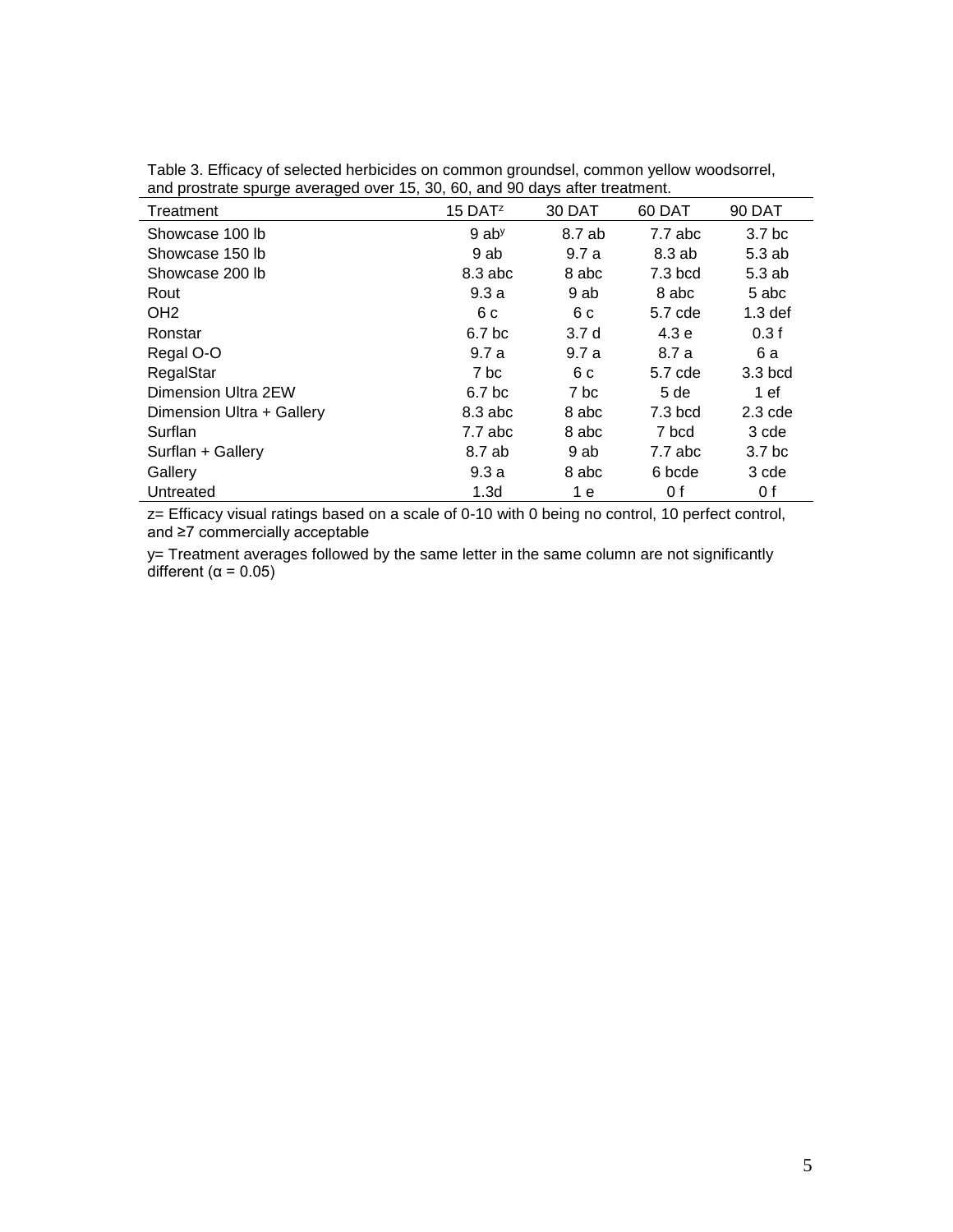Table 3. Efficacy of selected herbicides on common groundsel, common yellow woodsorrel, and prostrate spurge averaged over 15, 30, 60, and 90 days after treatment.

| Treatment | 15 DAT[z] | 30 DAT | 60 DAT | 90 DAT |
|---|---|---|---|---|
| Showcase 100 lb | 9 ab[y] | 8.7 ab | 7.7 abc | 3.7 bc |
| Showcase 150 lb | 9 ab | 9.7 a | 8.3 ab | 5.3 ab |
| Showcase 200 lb | 8.3 abc | 8 abc | 7.3 bcd | 5.3 ab |
| Rout | 9.3 a | 9 ab | 8 abc | 5 abc |
| OH2 | 6 c | 6 c | 5.7 cde | 1.3 def |
| Ronstar | 6.7 bc | 3.7 d | 4.3 e | 0.3 f |
| Regal O-O | 9.7 a | 9.7 a | 8.7 a | 6 a |
| RegalStar | 7 bc | 6 c | 5.7 cde | 3.3 bcd |
| Dimension Ultra 2EW | 6.7 bc | 7 bc | 5 de | 1 ef |
| Dimension Ultra + Gallery | 8.3 abc | 8 abc | 7.3 bcd | 2.3 cde |
| Surflan | 7.7 abc | 8 abc | 7 bcd | 3 cde |
| Surflan + Gallery | 8.7 ab | 9 ab | 7.7 abc | 3.7 bc |
| Gallery | 9.3 a | 8 abc | 6 bcde | 3 cde |
| Untreated | 1.3d | 1 e | 0 f | 0 f |

z= Efficacy visual ratings based on a scale of 0-10 with 0 being no control, 10 perfect control, and ≥7 commercially acceptable

y= Treatment averages followed by the same letter in the same column are not significantly different ($\alpha = 0.05$)